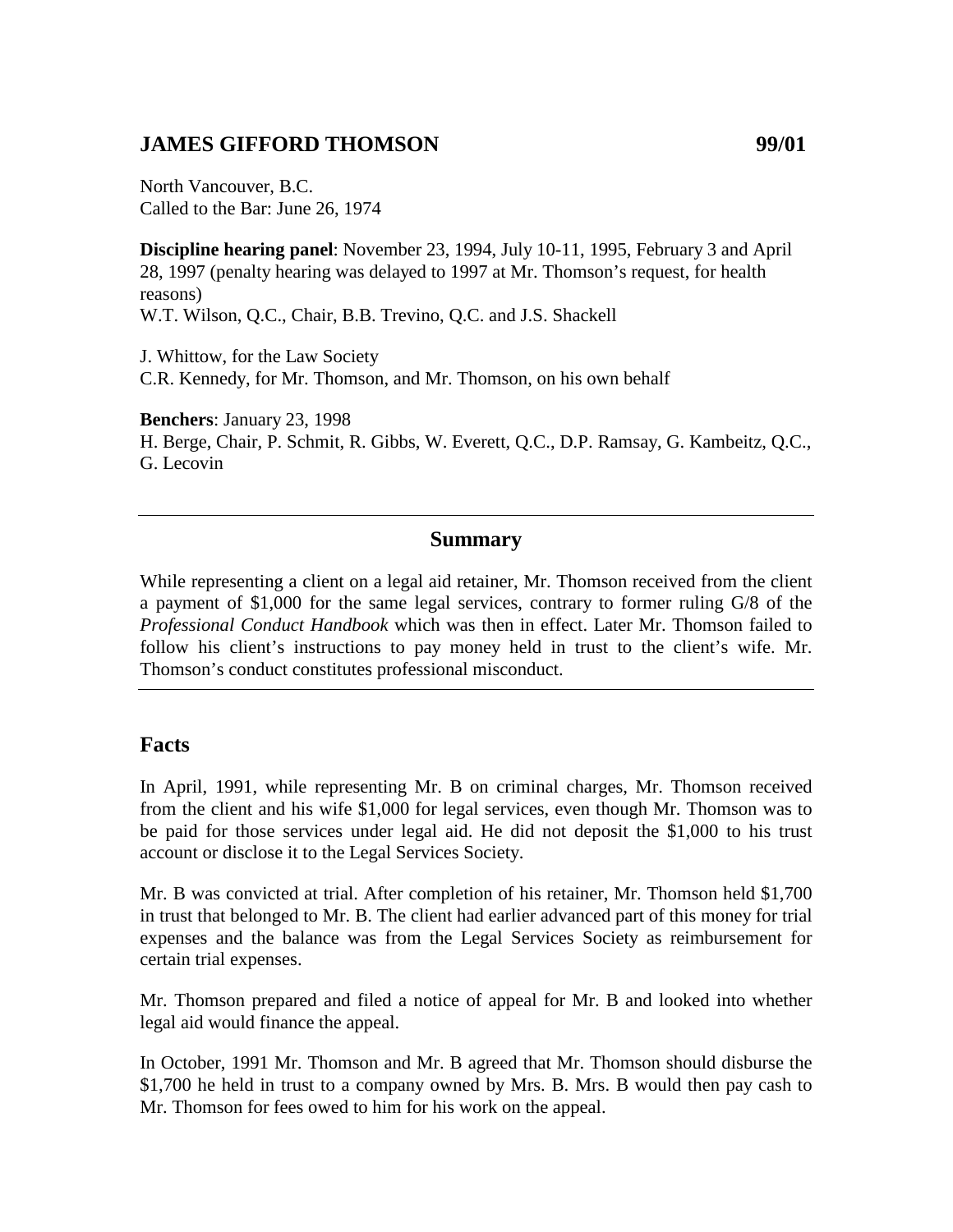## JAMES GIFFORD THOMSON 99/01

North Vancouver, B.C.
Called to the Bar: June 26, 1974

**Discipline hearing panel**: November 23, 1994, July 10-11, 1995, February 3 and April 28, 1997 (penalty hearing was delayed to 1997 at Mr. Thomson's request, for health reasons)
W.T. Wilson, Q.C., Chair, B.B. Trevino, Q.C. and J.S. Shackell

J. Whittow, for the Law Society
C.R. Kennedy, for Mr. Thomson, and Mr. Thomson, on his own behalf

**Benchers**: January 23, 1998
H. Berge, Chair, P. Schmit, R. Gibbs, W. Everett, Q.C., D.P. Ramsay, G. Kambeitz, Q.C., G. Lecovin

---

### Summary

While representing a client on a legal aid retainer, Mr. Thomson received from the client a payment of $1,000 for the same legal services, contrary to former ruling G/8 of the *Professional Conduct Handbook* which was then in effect. Later Mr. Thomson failed to follow his client's instructions to pay money held in trust to the client's wife. Mr. Thomson's conduct constitutes professional misconduct.

---

## Facts

In April, 1991, while representing Mr. B on criminal charges, Mr. Thomson received from the client and his wife $1,000 for legal services, even though Mr. Thomson was to be paid for those services under legal aid. He did not deposit the $1,000 to his trust account or disclose it to the Legal Services Society.

Mr. B was convicted at trial. After completion of his retainer, Mr. Thomson held $1,700 in trust that belonged to Mr. B. The client had earlier advanced part of this money for trial expenses and the balance was from the Legal Services Society as reimbursement for certain trial expenses.

Mr. Thomson prepared and filed a notice of appeal for Mr. B and looked into whether legal aid would finance the appeal.

In October, 1991 Mr. Thomson and Mr. B agreed that Mr. Thomson should disburse the $1,700 he held in trust to a company owned by Mrs. B. Mrs. B would then pay cash to Mr. Thomson for fees owed to him for his work on the appeal.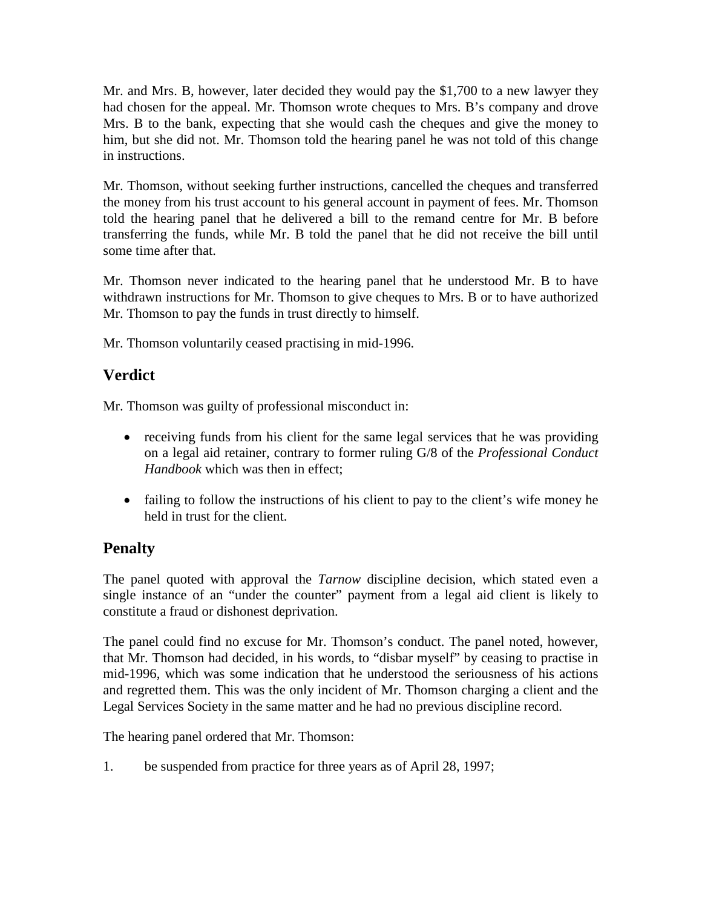Mr. and Mrs. B, however, later decided they would pay the $1,700 to a new lawyer they had chosen for the appeal. Mr. Thomson wrote cheques to Mrs. B's company and drove Mrs. B to the bank, expecting that she would cash the cheques and give the money to him, but she did not. Mr. Thomson told the hearing panel he was not told of this change in instructions.

Mr. Thomson, without seeking further instructions, cancelled the cheques and transferred the money from his trust account to his general account in payment of fees. Mr. Thomson told the hearing panel that he delivered a bill to the remand centre for Mr. B before transferring the funds, while Mr. B told the panel that he did not receive the bill until some time after that.

Mr. Thomson never indicated to the hearing panel that he understood Mr. B to have withdrawn instructions for Mr. Thomson to give cheques to Mrs. B or to have authorized Mr. Thomson to pay the funds in trust directly to himself.

Mr. Thomson voluntarily ceased practising in mid-1996.

## Verdict

Mr. Thomson was guilty of professional misconduct in:

- receiving funds from his client for the same legal services that he was providing on a legal aid retainer, contrary to former ruling G/8 of the *Professional Conduct Handbook* which was then in effect;
- failing to follow the instructions of his client to pay to the client's wife money he held in trust for the client.

## Penalty

The panel quoted with approval the *Tarnow* discipline decision, which stated even a single instance of an "under the counter" payment from a legal aid client is likely to constitute a fraud or dishonest deprivation.

The panel could find no excuse for Mr. Thomson's conduct. The panel noted, however, that Mr. Thomson had decided, in his words, to "disbar myself" by ceasing to practise in mid-1996, which was some indication that he understood the seriousness of his actions and regretted them. This was the only incident of Mr. Thomson charging a client and the Legal Services Society in the same matter and he had no previous discipline record.

The hearing panel ordered that Mr. Thomson:

1. be suspended from practice for three years as of April 28, 1997;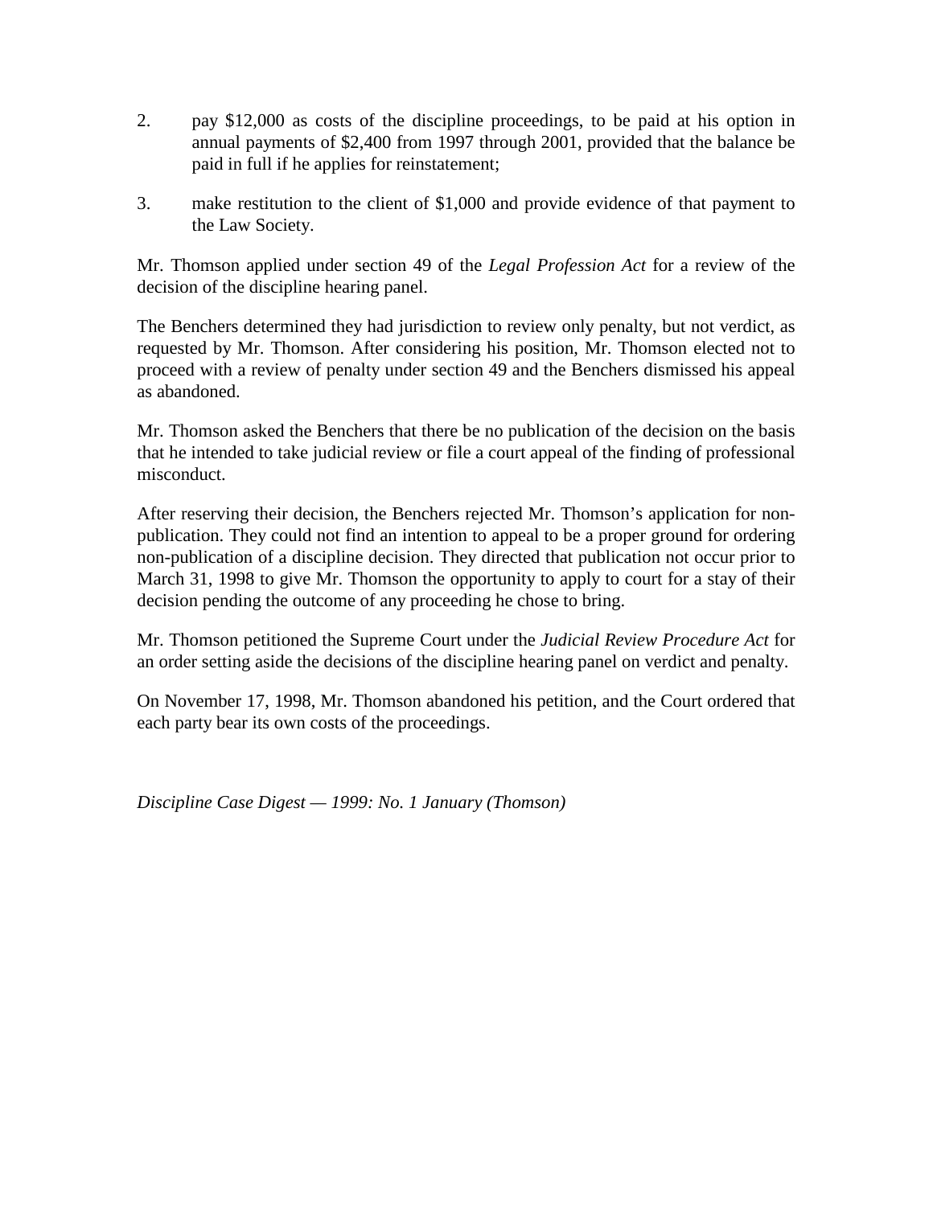2. pay $12,000 as costs of the discipline proceedings, to be paid at his option in annual payments of $2,400 from 1997 through 2001, provided that the balance be paid in full if he applies for reinstatement;

3. make restitution to the client of $1,000 and provide evidence of that payment to the Law Society.

Mr. Thomson applied under section 49 of the *Legal Profession Act* for a review of the decision of the discipline hearing panel.

The Benchers determined they had jurisdiction to review only penalty, but not verdict, as requested by Mr. Thomson. After considering his position, Mr. Thomson elected not to proceed with a review of penalty under section 49 and the Benchers dismissed his appeal as abandoned.

Mr. Thomson asked the Benchers that there be no publication of the decision on the basis that he intended to take judicial review or file a court appeal of the finding of professional misconduct.

After reserving their decision, the Benchers rejected Mr. Thomson's application for non-publication. They could not find an intention to appeal to be a proper ground for ordering non-publication of a discipline decision. They directed that publication not occur prior to March 31, 1998 to give Mr. Thomson the opportunity to apply to court for a stay of their decision pending the outcome of any proceeding he chose to bring.

Mr. Thomson petitioned the Supreme Court under the *Judicial Review Procedure Act* for an order setting aside the decisions of the discipline hearing panel on verdict and penalty.

On November 17, 1998, Mr. Thomson abandoned his petition, and the Court ordered that each party bear its own costs of the proceedings.

*Discipline Case Digest — 1999: No. 1 January (Thomson)*